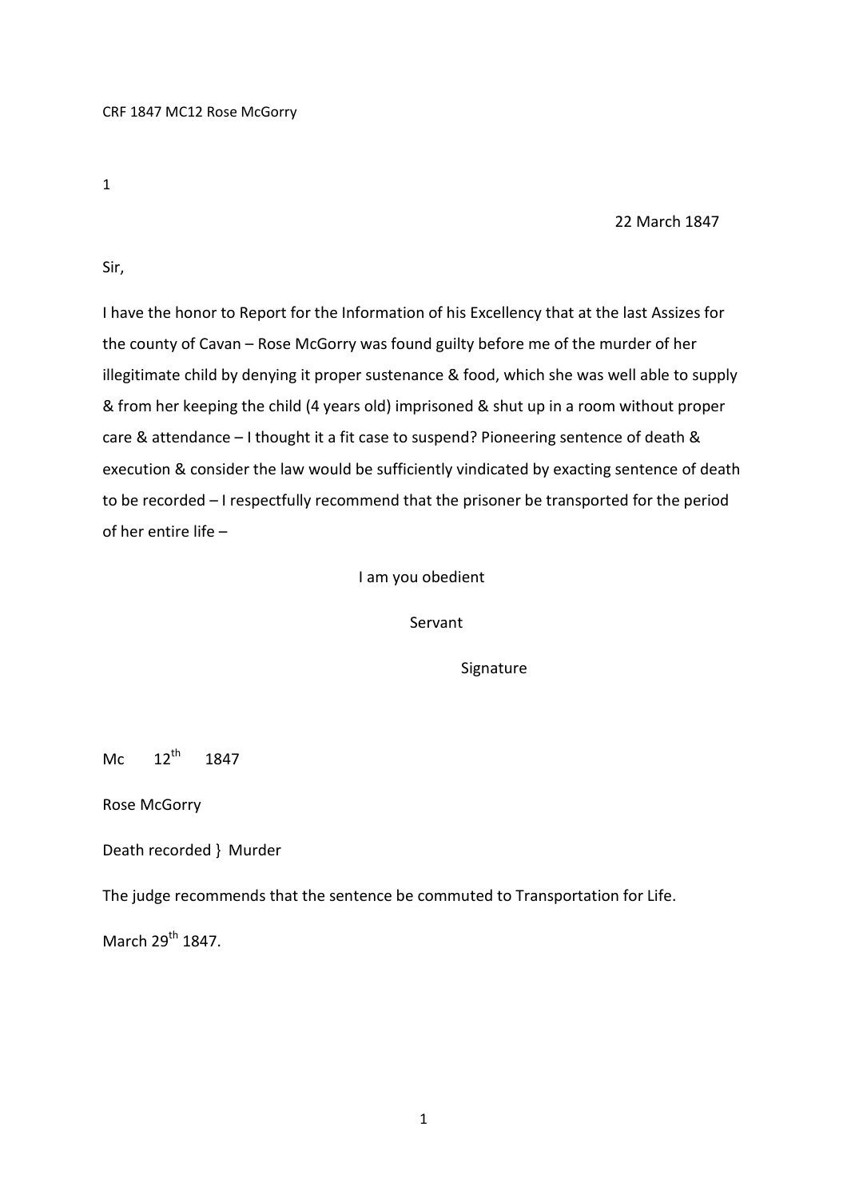CRF 1847 MC12 Rose McGorry

1

22 March 1847

Sir,

I have the honor to Report for the Information of his Excellency that at the last Assizes for the county of Cavan – Rose McGorry was found guilty before me of the murder of her illegitimate child by denying it proper sustenance & food, which she was well able to supply & from her keeping the child (4 years old) imprisoned & shut up in a room without proper care & attendance – I thought it a fit case to suspend? Pioneering sentence of death & execution & consider the law would be sufficiently vindicated by exacting sentence of death to be recorded – I respectfully recommend that the prisoner be transported for the period of her entire life –

I am you obedient

Servant

Signature

Mc 12th 1847

Rose McGorry

Death recorded } Murder

The judge recommends that the sentence be commuted to Transportation for Life.

March 29th 1847.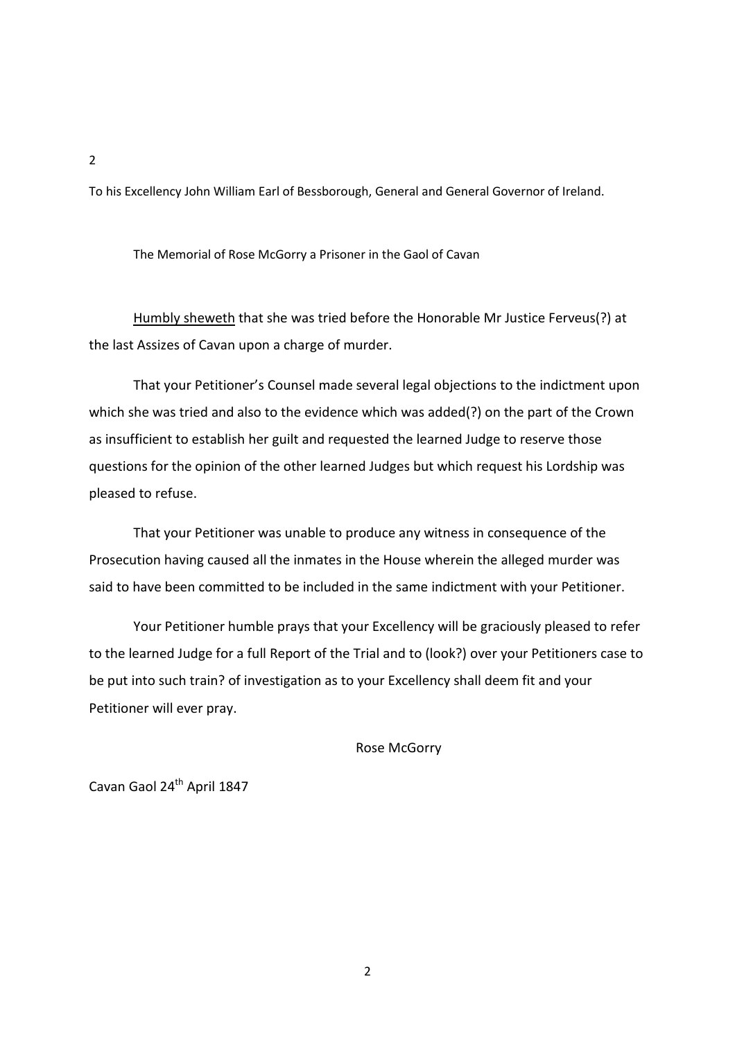To his Excellency John William Earl of Bessborough, General and General Governor of Ireland.

The Memorial of Rose McGorry a Prisoner in the Gaol of Cavan

Humbly sheweth that she was tried before the Honorable Mr Justice Ferveus(?) at the last Assizes of Cavan upon a charge of murder.

That your Petitioner's Counsel made several legal objections to the indictment upon which she was tried and also to the evidence which was added(?) on the part of the Crown as insufficient to establish her guilt and requested the learned Judge to reserve those questions for the opinion of the other learned Judges but which request his Lordship was pleased to refuse.

That your Petitioner was unable to produce any witness in consequence of the Prosecution having caused all the inmates in the House wherein the alleged murder was said to have been committed to be included in the same indictment with your Petitioner.

Your Petitioner humble prays that your Excellency will be graciously pleased to refer to the learned Judge for a full Report of the Trial and to (look?) over your Petitioners case to be put into such train? of investigation as to your Excellency shall deem fit and your Petitioner will ever pray.

Rose McGorry

Cavan Gaol 24th April 1847